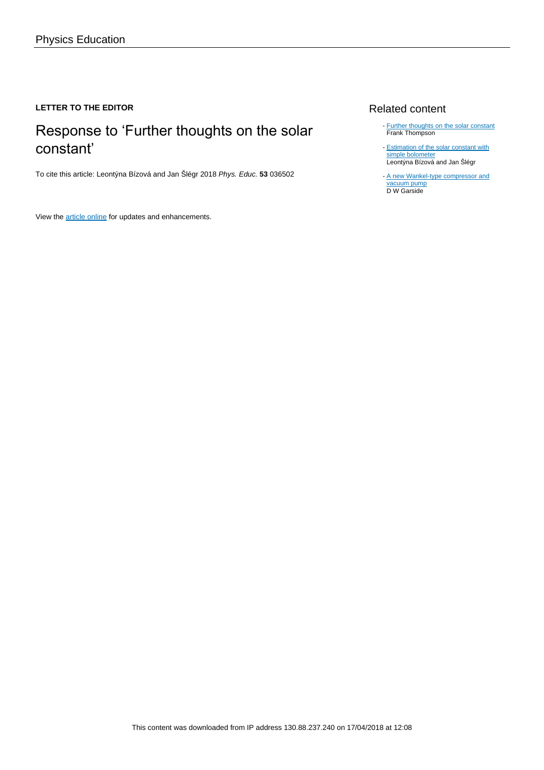Physics Education

**LETTER TO THE EDITOR**

# Response to ‘Further thoughts on the solar constant’

To cite this article: Leontýna Bízová and Jan Šlégr 2018 *Phys. Educ.* **53** 036502

View the article online for updates and enhancements.

## Related content

- Further thoughts on the solar constant
  Frank Thompson
- Estimation of the solar constant with simple bolometer
  Leontýna Bízová and Jan Šlégr
- A new Wankel-type compressor and vacuum pump
  D W Garside

This content was downloaded from IP address 130.88.237.240 on 17/04/2018 at 12:08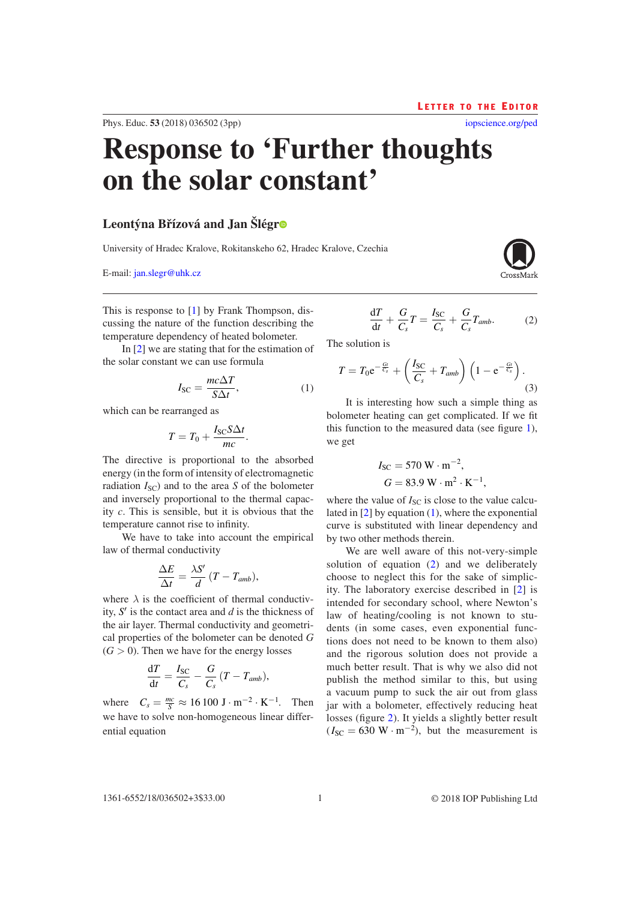# Response to 'Further thoughts on the solar constant'

### Leontýna Břízová and Jan Šlégr

University of Hradec Kralove, Rokitanskeho 62, Hradec Kralove, Czechia

E-mail: jan.slegr@uhk.cz

This is response to [1] by Frank Thompson, discussing the nature of the function describing the temperature dependency of heated bolometer.

In [2] we are stating that for the estimation of the solar constant we can use formula

$$I_{SC} = \frac{mc\Delta T}{S\Delta t}, \tag{1}$$

which can be rearranged as

$$T = T_0 + \frac{I_{SC} S \Delta t}{mc}.$$

The directive is proportional to the absorbed energy (in the form of intensity of electromagnetic radiation $I_{SC}$) and to the area $S$ of the bolometer and inversely proportional to the thermal capacity $c$. This is sensible, but it is obvious that the temperature cannot rise to infinity.

We have to take into account the empirical law of thermal conductivity

$$\frac{\Delta E}{\Delta t} = \frac{\lambda S'}{d}(T - T_{amb}),$$

where $\lambda$ is the coefficient of thermal conductivity, $S'$ is the contact area and $d$ is the thickness of the air layer. Thermal conductivity and geometrical properties of the bolometer can be denoted $G$ ($G > 0$). Then we have for the energy losses

$$\frac{dT}{dt} = \frac{I_{SC}}{C_s} - \frac{G}{C_s}(T - T_{amb}),$$

where $C_s = \frac{mc}{S} \approx 16\,100\ \mathrm{J \cdot m^{-2} \cdot K^{-1}}$. Then we have to solve non-homogeneous linear differential equation

$$\frac{dT}{dt} + \frac{G}{C_s}T = \frac{I_{SC}}{C_s} + \frac{G}{C_s}T_{amb}. \tag{2}$$

The solution is

$$T = T_0 e^{-\frac{Gt}{C_s}} + \left(\frac{I_{SC}}{C_s} + T_{amb}\right)\left(1 - e^{-\frac{Gt}{C_s}}\right). \tag{3}$$

It is interesting how such a simple thing as bolometer heating can get complicated. If we fit this function to the measured data (see figure 1), we get

$$I_{SC} = 570\ \mathrm{W \cdot m^{-2}},$$
$$G = 83.9\ \mathrm{W \cdot m^2 \cdot K^{-1}},$$

where the value of $I_{SC}$ is close to the value calculated in [2] by equation (1), where the exponential curve is substituted with linear dependency and by two other methods therein.

We are well aware of this not-very-simple solution of equation (2) and we deliberately choose to neglect this for the sake of simplicity. The laboratory exercise described in [2] is intended for secondary school, where Newton's law of heating/cooling is not known to students (in some cases, even exponential functions does not need to be known to them also) and the rigorous solution does not provide a much better result. That is why we also did not publish the method similar to this, but using a vacuum pump to suck the air out from glass jar with a bolometer, effectively reducing heat losses (figure 2). It yields a slightly better result ($I_{SC} = 630\ \mathrm{W \cdot m^{-2}}$), but the measurement is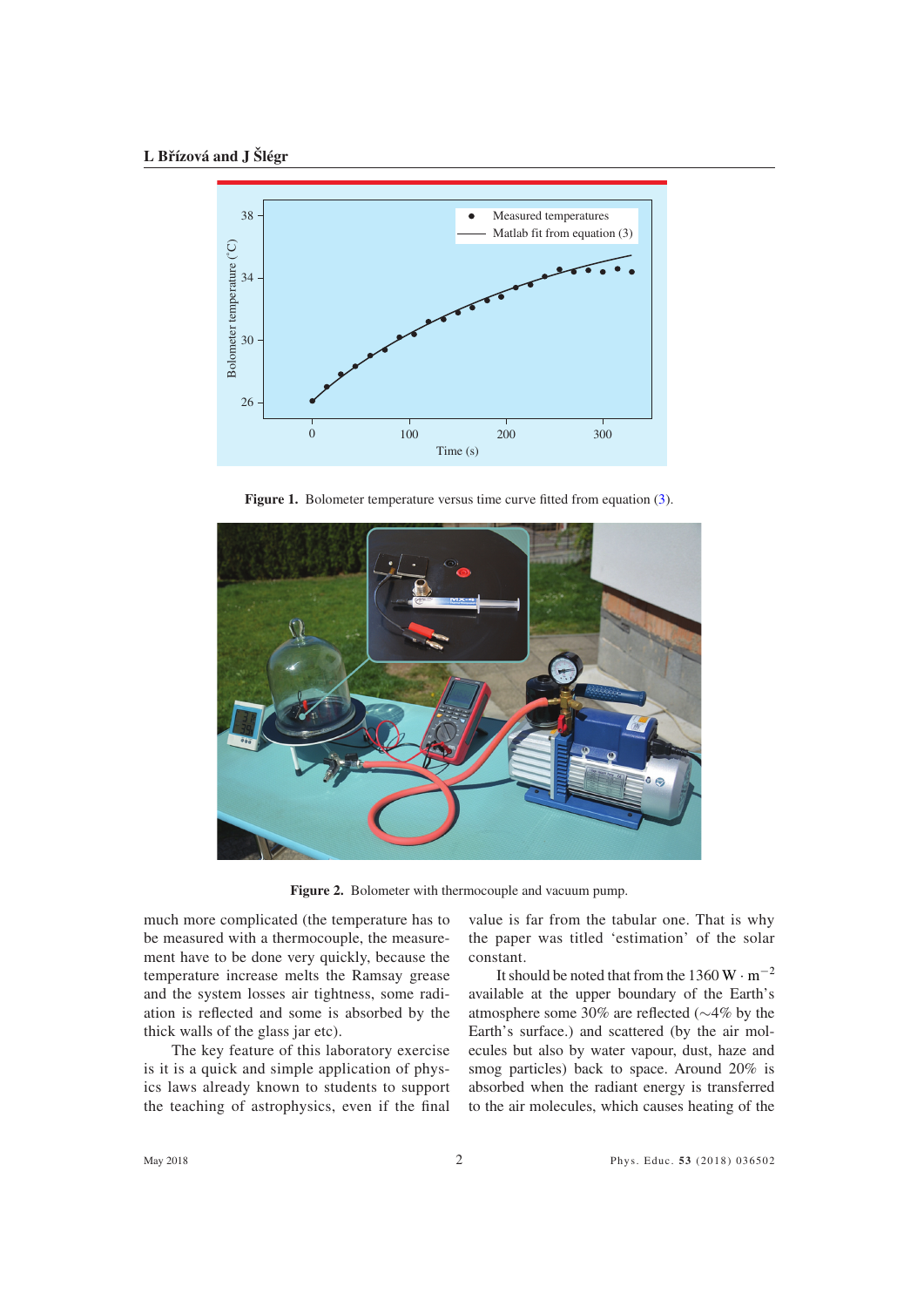Figure 1. Bolometer temperature versus time curve fitted from equation (3).

Figure 2. Bolometer with thermocouple and vacuum pump.

much more complicated (the temperature has to be measured with a thermocouple, the measurement have to be done very quickly, because the temperature increase melts the Ramsay grease and the system losses air tightness, some radiation is reflected and some is absorbed by the thick walls of the glass jar etc).

The key feature of this laboratory exercise is it is a quick and simple application of physics laws already known to students to support the teaching of astrophysics, even if the final value is far from the tabular one. That is why the paper was titled 'estimation' of the solar constant.

It should be noted that from the 1360 $W \cdot m^{-2}$ available at the upper boundary of the Earth's atmosphere some 30% are reflected (~4% by the Earth's surface.) and scattered (by the air molecules but also by water vapour, dust, haze and smog particles) back to space. Around 20% is absorbed when the radiant energy is transferred to the air molecules, which causes heating of the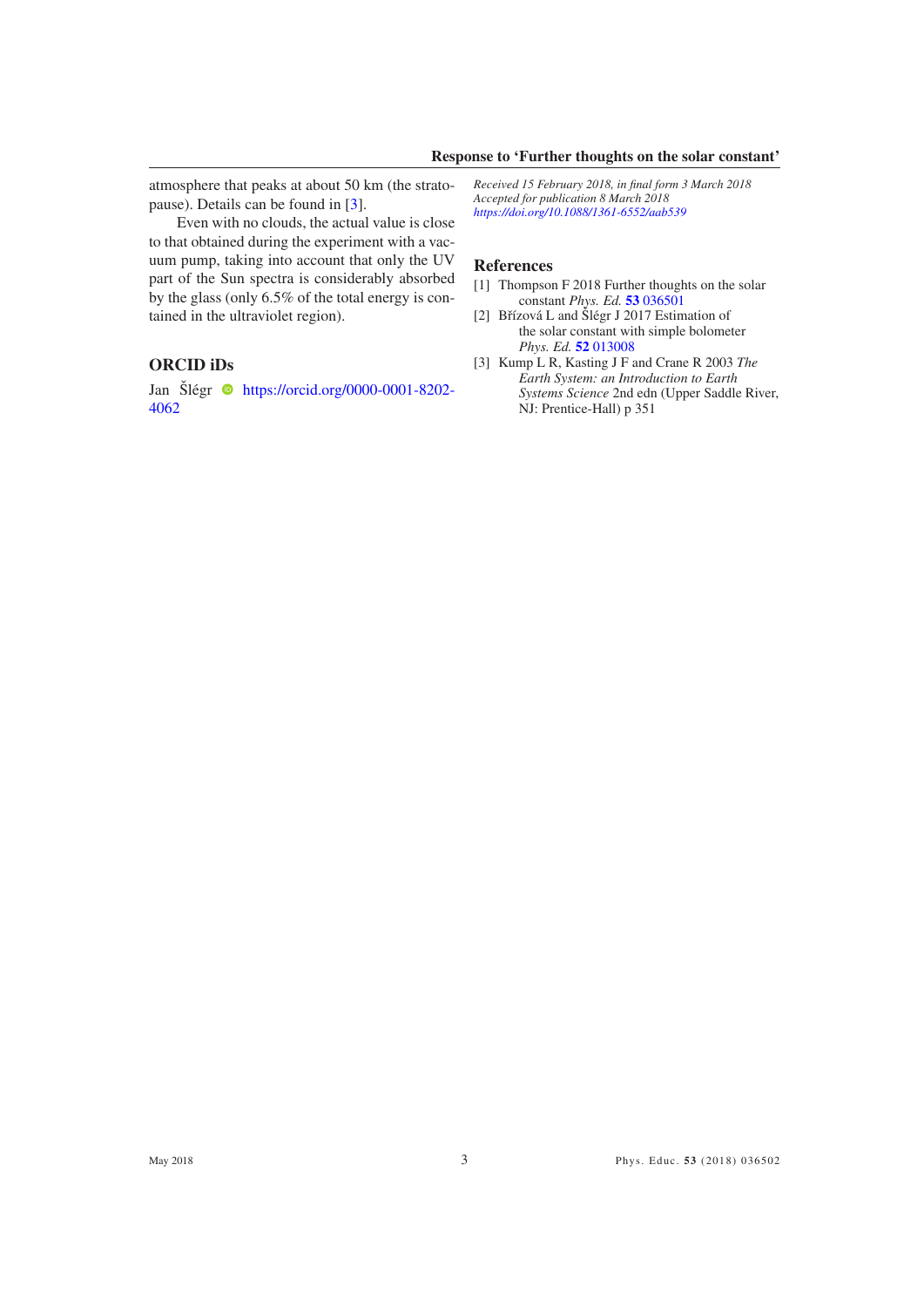atmosphere that peaks at about 50 km (the stratopause). Details can be found in [3].

Even with no clouds, the actual value is close to that obtained during the experiment with a vacuum pump, taking into account that only the UV part of the Sun spectra is considerably absorbed by the glass (only 6.5% of the total energy is contained in the ultraviolet region).

## ORCID iDs

Jan Šlégr https://orcid.org/0000-0001-8202-4062

*Received 15 February 2018, in final form 3 March 2018*
*Accepted for publication 8 March 2018*
*https://doi.org/10.1088/1361-6552/aab539*

## References

[1] Thompson F 2018 Further thoughts on the solar constant *Phys. Ed.* **53** 036501

[2] Břízová L and Šlégr J 2017 Estimation of the solar constant with simple bolometer *Phys. Ed.* **52** 013008

[3] Kump L R, Kasting J F and Crane R 2003 *The Earth System: an Introduction to Earth Systems Science* 2nd edn (Upper Saddle River, NJ: Prentice-Hall) p 351